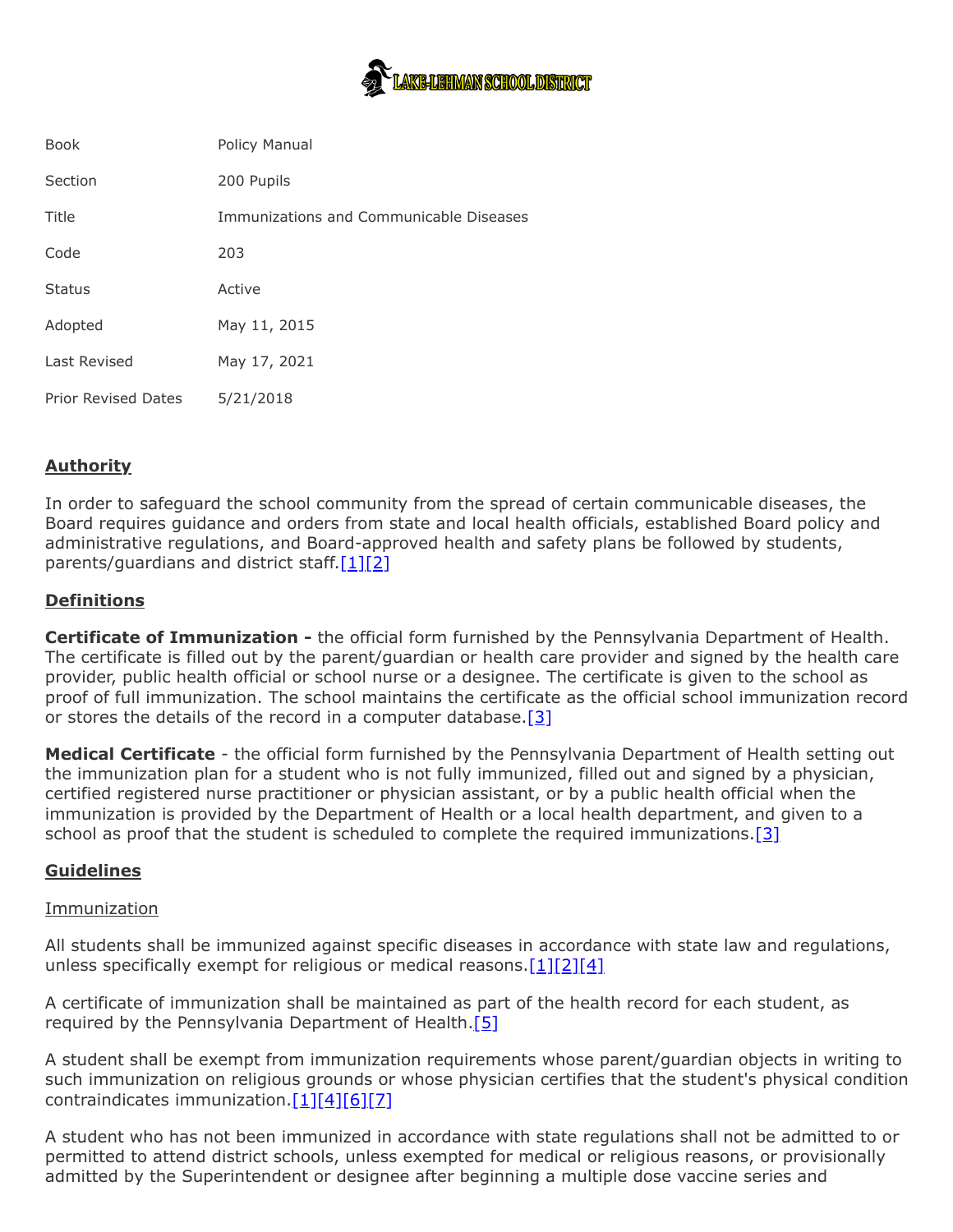LAKE-LEHMAN SCHOOL DISTRICT

| | |
|---|---|
| Book | Policy Manual |
| Section | 200 Pupils |
| Title | Immunizations and Communicable Diseases |
| Code | 203 |
| Status | Active |
| Adopted | May 11, 2015 |
| Last Revised | May 17, 2021 |
| Prior Revised Dates | 5/21/2018 |

## Authority

In order to safeguard the school community from the spread of certain communicable diseases, the Board requires guidance and orders from state and local health officials, established Board policy and administrative regulations, and Board-approved health and safety plans be followed by students, parents/guardians and district staff.[1][2]

## Definitions

**Certificate of Immunization -** the official form furnished by the Pennsylvania Department of Health. The certificate is filled out by the parent/guardian or health care provider and signed by the health care provider, public health official or school nurse or a designee. The certificate is given to the school as proof of full immunization. The school maintains the certificate as the official school immunization record or stores the details of the record in a computer database.[3]

**Medical Certificate** - the official form furnished by the Pennsylvania Department of Health setting out the immunization plan for a student who is not fully immunized, filled out and signed by a physician, certified registered nurse practitioner or physician assistant, or by a public health official when the immunization is provided by the Department of Health or a local health department, and given to a school as proof that the student is scheduled to complete the required immunizations.[3]

## Guidelines

### Immunization

All students shall be immunized against specific diseases in accordance with state law and regulations, unless specifically exempt for religious or medical reasons.[1][2][4]

A certificate of immunization shall be maintained as part of the health record for each student, as required by the Pennsylvania Department of Health.[5]

A student shall be exempt from immunization requirements whose parent/guardian objects in writing to such immunization on religious grounds or whose physician certifies that the student's physical condition contraindicates immunization.[1][4][6][7]

A student who has not been immunized in accordance with state regulations shall not be admitted to or permitted to attend district schools, unless exempted for medical or religious reasons, or provisionally admitted by the Superintendent or designee after beginning a multiple dose vaccine series and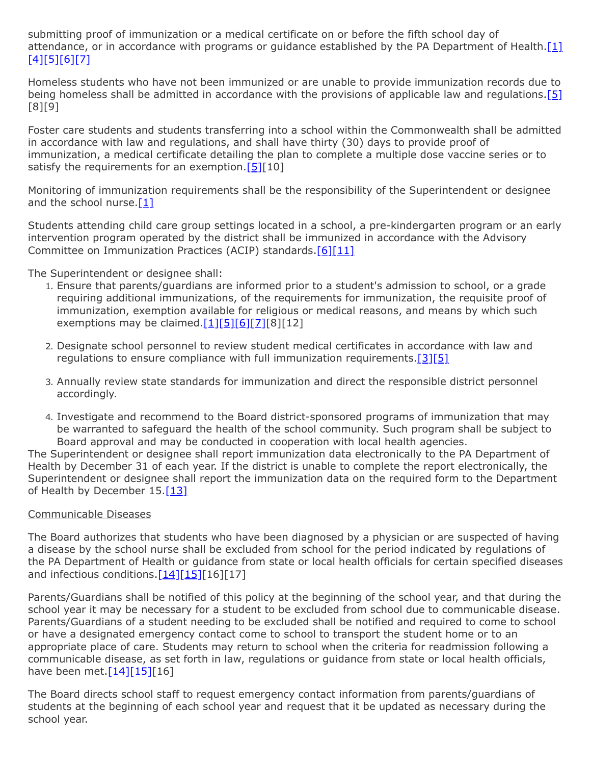submitting proof of immunization or a medical certificate on or before the fifth school day of attendance, or in accordance with programs or guidance established by the PA Department of Health.[1][4][5][6][7]

Homeless students who have not been immunized or are unable to provide immunization records due to being homeless shall be admitted in accordance with the provisions of applicable law and regulations.[5][8][9]

Foster care students and students transferring into a school within the Commonwealth shall be admitted in accordance with law and regulations, and shall have thirty (30) days to provide proof of immunization, a medical certificate detailing the plan to complete a multiple dose vaccine series or to satisfy the requirements for an exemption.[5][10]

Monitoring of immunization requirements shall be the responsibility of the Superintendent or designee and the school nurse.[1]

Students attending child care group settings located in a school, a pre-kindergarten program or an early intervention program operated by the district shall be immunized in accordance with the Advisory Committee on Immunization Practices (ACIP) standards.[6][11]

The Superintendent or designee shall:

1. Ensure that parents/guardians are informed prior to a student's admission to school, or a grade requiring additional immunizations, of the requirements for immunization, the requisite proof of immunization, exemption available for religious or medical reasons, and means by which such exemptions may be claimed.[1][5][6][7][8][12]

2. Designate school personnel to review student medical certificates in accordance with law and regulations to ensure compliance with full immunization requirements.[3][5]

3. Annually review state standards for immunization and direct the responsible district personnel accordingly.

4. Investigate and recommend to the Board district-sponsored programs of immunization that may be warranted to safeguard the health of the school community. Such program shall be subject to Board approval and may be conducted in cooperation with local health agencies.

The Superintendent or designee shall report immunization data electronically to the PA Department of Health by December 31 of each year. If the district is unable to complete the report electronically, the Superintendent or designee shall report the immunization data on the required form to the Department of Health by December 15.[13]

Communicable Diseases

The Board authorizes that students who have been diagnosed by a physician or are suspected of having a disease by the school nurse shall be excluded from school for the period indicated by regulations of the PA Department of Health or guidance from state or local health officials for certain specified diseases and infectious conditions.[14][15][16][17]

Parents/Guardians shall be notified of this policy at the beginning of the school year, and that during the school year it may be necessary for a student to be excluded from school due to communicable disease. Parents/Guardians of a student needing to be excluded shall be notified and required to come to school or have a designated emergency contact come to school to transport the student home or to an appropriate place of care. Students may return to school when the criteria for readmission following a communicable disease, as set forth in law, regulations or guidance from state or local health officials, have been met.[14][15][16]

The Board directs school staff to request emergency contact information from parents/guardians of students at the beginning of each school year and request that it be updated as necessary during the school year.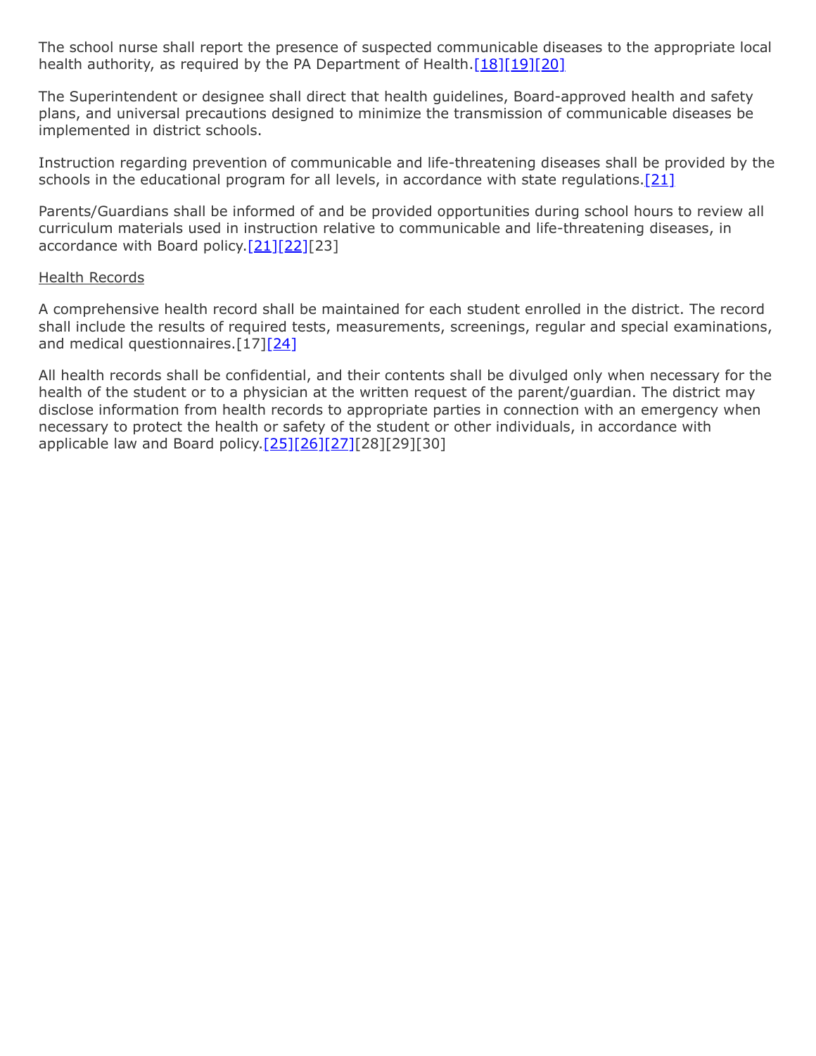The school nurse shall report the presence of suspected communicable diseases to the appropriate local health authority, as required by the PA Department of Health.[18][19][20]

The Superintendent or designee shall direct that health guidelines, Board-approved health and safety plans, and universal precautions designed to minimize the transmission of communicable diseases be implemented in district schools.

Instruction regarding prevention of communicable and life-threatening diseases shall be provided by the schools in the educational program for all levels, in accordance with state regulations.[21]

Parents/Guardians shall be informed of and be provided opportunities during school hours to review all curriculum materials used in instruction relative to communicable and life-threatening diseases, in accordance with Board policy.[21][22][23]

Health Records

A comprehensive health record shall be maintained for each student enrolled in the district. The record shall include the results of required tests, measurements, screenings, regular and special examinations, and medical questionnaires.[17][24]

All health records shall be confidential, and their contents shall be divulged only when necessary for the health of the student or to a physician at the written request of the parent/guardian. The district may disclose information from health records to appropriate parties in connection with an emergency when necessary to protect the health or safety of the student or other individuals, in accordance with applicable law and Board policy.[25][26][27][28][29][30]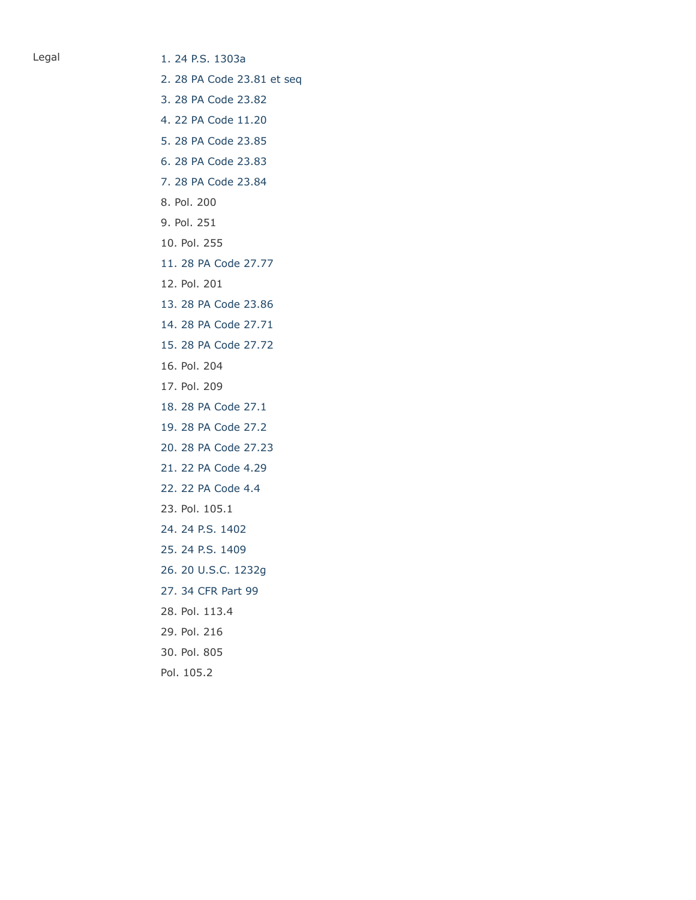Legal

1. 24 P.S. 1303a
2. 28 PA Code 23.81 et seq
3. 28 PA Code 23.82
4. 22 PA Code 11.20
5. 28 PA Code 23.85
6. 28 PA Code 23.83
7. 28 PA Code 23.84
8. Pol. 200
9. Pol. 251
10. Pol. 255
11. 28 PA Code 27.77
12. Pol. 201
13. 28 PA Code 23.86
14. 28 PA Code 27.71
15. 28 PA Code 27.72
16. Pol. 204
17. Pol. 209
18. 28 PA Code 27.1
19. 28 PA Code 27.2
20. 28 PA Code 27.23
21. 22 PA Code 4.29
22. 22 PA Code 4.4
23. Pol. 105.1
24. 24 P.S. 1402
25. 24 P.S. 1409
26. 20 U.S.C. 1232g
27. 34 CFR Part 99
28. Pol. 113.4
29. Pol. 216
30. Pol. 805

Pol. 105.2